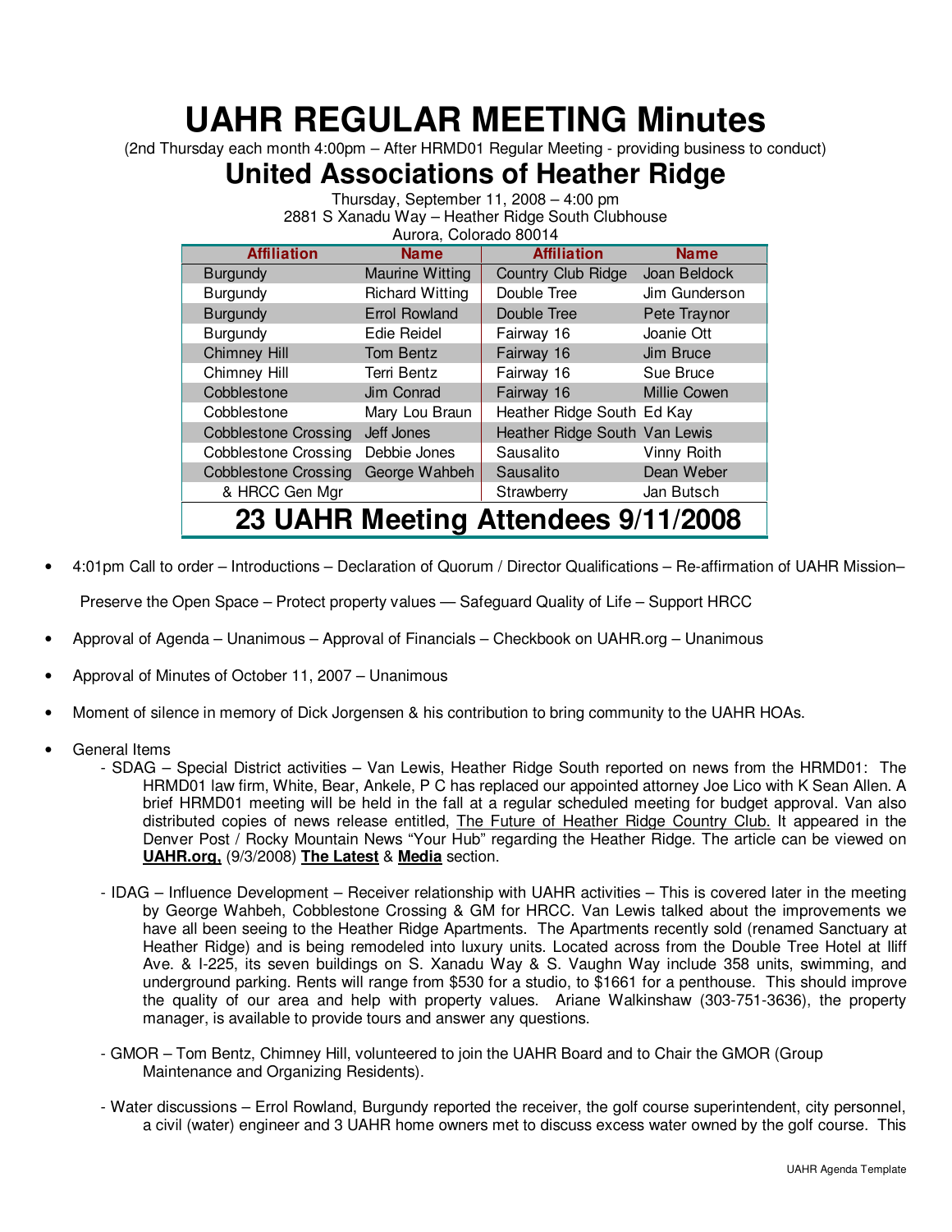# UAHR REGULAR MEETING Minutes

(2nd Thursday each month 4:00pm – After HRMD01 Regular Meeting - providing business to conduct)

## United Associations of Heather Ridge

Thursday, September 11, 2008 – 4:00 pm
2881 S Xanadu Way – Heather Ridge South Clubhouse
Aurora, Colorado 80014

| Affiliation | Name | Affiliation | Name |
|---|---|---|---|
| Burgundy | Maurine Witting | Country Club Ridge | Joan Beldock |
| Burgundy | Richard Witting | Double Tree | Jim Gunderson |
| Burgundy | Errol Rowland | Double Tree | Pete Traynor |
| Burgundy | Edie Reidel | Fairway 16 | Joanie Ott |
| Chimney Hill | Tom Bentz | Fairway 16 | Jim Bruce |
| Chimney Hill | Terri Bentz | Fairway 16 | Sue Bruce |
| Cobblestone | Jim Conrad | Fairway 16 | Millie Cowen |
| Cobblestone | Mary Lou Braun | Heather Ridge South | Ed Kay |
| Cobblestone Crossing | Jeff Jones | Heather Ridge South | Van Lewis |
| Cobblestone Crossing | Debbie Jones | Sausalito | Vinny Roith |
| Cobblestone Crossing | George Wahbeh | Sausalito | Dean Weber |
| & HRCC Gen Mgr | | Strawberry | Jan Butsch |

**23 UAHR Meeting Attendees 9/11/2008**

- 4:01pm Call to order – Introductions – Declaration of Quorum / Director Qualifications – Re-affirmation of UAHR Mission–

  Preserve the Open Space – Protect property values — Safeguard Quality of Life – Support HRCC

- Approval of Agenda – Unanimous – Approval of Financials – Checkbook on UAHR.org – Unanimous
- Approval of Minutes of October 11, 2007 – Unanimous
- Moment of silence in memory of Dick Jorgensen & his contribution to bring community to the UAHR HOAs.
- General Items
  - SDAG – Special District activities – Van Lewis, Heather Ridge South reported on news from the HRMD01: The HRMD01 law firm, White, Bear, Ankele, P C has replaced our appointed attorney Joe Lico with K Sean Allen. A brief HRMD01 meeting will be held in the fall at a regular scheduled meeting for budget approval. Van also distributed copies of news release entitled, The Future of Heather Ridge Country Club. It appeared in the Denver Post / Rocky Mountain News "Your Hub" regarding the Heather Ridge. The article can be viewed on **UAHR.org,** (9/3/2008) **The Latest** & **Media** section.
  - IDAG – Influence Development – Receiver relationship with UAHR activities – This is covered later in the meeting by George Wahbeh, Cobblestone Crossing & GM for HRCC. Van Lewis talked about the improvements we have all been seeing to the Heather Ridge Apartments. The Apartments recently sold (renamed Sanctuary at Heather Ridge) and is being remodeled into luxury units. Located across from the Double Tree Hotel at Iliff Ave. & I-225, its seven buildings on S. Xanadu Way & S. Vaughn Way include 358 units, swimming, and underground parking. Rents will range from $530 for a studio, to $1661 for a penthouse. This should improve the quality of our area and help with property values. Ariane Walkinshaw (303-751-3636), the property manager, is available to provide tours and answer any questions.
  - GMOR – Tom Bentz, Chimney Hill, volunteered to join the UAHR Board and to Chair the GMOR (Group Maintenance and Organizing Residents).
  - Water discussions – Errol Rowland, Burgundy reported the receiver, the golf course superintendent, city personnel, a civil (water) engineer and 3 UAHR home owners met to discuss excess water owned by the golf course. This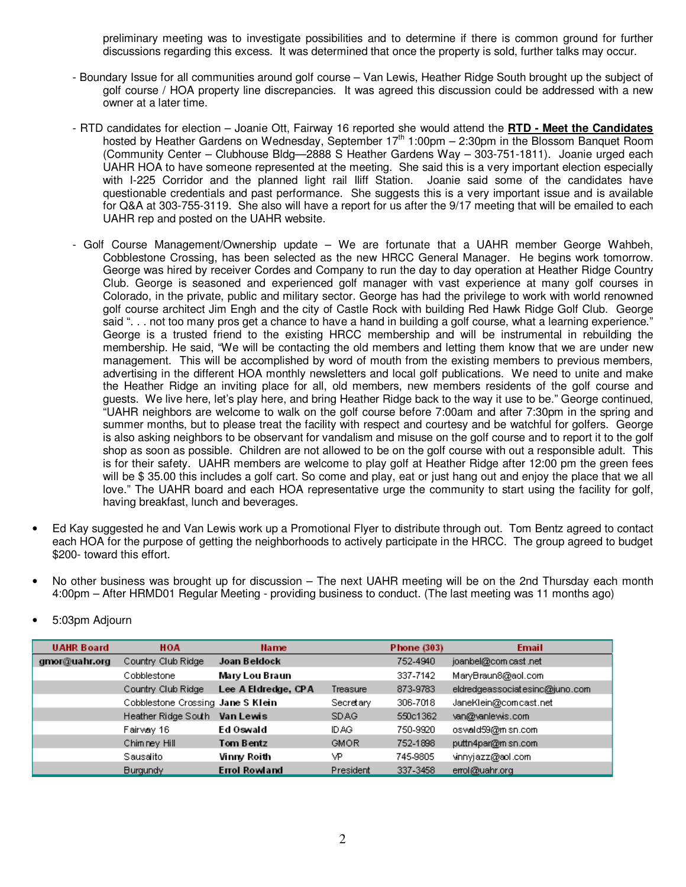preliminary meeting was to investigate possibilities and to determine if there is common ground for further discussions regarding this excess. It was determined that once the property is sold, further talks may occur.

- Boundary Issue for all communities around golf course – Van Lewis, Heather Ridge South brought up the subject of golf course / HOA property line discrepancies. It was agreed this discussion could be addressed with a new owner at a later time.

- RTD candidates for election – Joanie Ott, Fairway 16 reported she would attend the **RTD - Meet the Candidates** hosted by Heather Gardens on Wednesday, September 17th 1:00pm – 2:30pm in the Blossom Banquet Room (Community Center – Clubhouse Bldg—2888 S Heather Gardens Way – 303-751-1811). Joanie urged each UAHR HOA to have someone represented at the meeting. She said this is a very important election especially with I-225 Corridor and the planned light rail Iliff Station. Joanie said some of the candidates have questionable credentials and past performance. She suggests this is a very important issue and is available for Q&A at 303-755-3119. She also will have a report for us after the 9/17 meeting that will be emailed to each UAHR rep and posted on the UAHR website.

- Golf Course Management/Ownership update – We are fortunate that a UAHR member George Wahbeh, Cobblestone Crossing, has been selected as the new HRCC General Manager. He begins work tomorrow. George was hired by receiver Cordes and Company to run the day to day operation at Heather Ridge Country Club. George is seasoned and experienced golf manager with vast experience at many golf courses in Colorado, in the private, public and military sector. George has had the privilege to work with world renowned golf course architect Jim Engh and the city of Castle Rock with building Red Hawk Ridge Golf Club. George said ". . . not too many pros get a chance to have a hand in building a golf course, what a learning experience." George is a trusted friend to the existing HRCC membership and will be instrumental in rebuilding the membership. He said, "We will be contacting the old members and letting them know that we are under new management. This will be accomplished by word of mouth from the existing members to previous members, advertising in the different HOA monthly newsletters and local golf publications. We need to unite and make the Heather Ridge an inviting place for all, old members, new members residents of the golf course and guests. We live here, let's play here, and bring Heather Ridge back to the way it use to be." George continued, "UAHR neighbors are welcome to walk on the golf course before 7:00am and after 7:30pm in the spring and summer months, but to please treat the facility with respect and courtesy and be watchful for golfers. George is also asking neighbors to be observant for vandalism and misuse on the golf course and to report it to the golf shop as soon as possible. Children are not allowed to be on the golf course with out a responsible adult. This is for their safety. UAHR members are welcome to play golf at Heather Ridge after 12:00 pm the green fees will be $ 35.00 this includes a golf cart. So come and play, eat or just hang out and enjoy the place that we all love." The UAHR board and each HOA representative urge the community to start using the facility for golf, having breakfast, lunch and beverages.

- Ed Kay suggested he and Van Lewis work up a Promotional Flyer to distribute through out. Tom Bentz agreed to contact each HOA for the purpose of getting the neighborhoods to actively participate in the HRCC. The group agreed to budget $200- toward this effort.

- No other business was brought up for discussion – The next UAHR meeting will be on the 2nd Thursday each month 4:00pm – After HRMD01 Regular Meeting - providing business to conduct. (The last meeting was 11 months ago)

- 5:03pm Adjourn

| UAHR Board | HOA | Name | | Phone (303) | Email |
|---|---|---|---|---|---|
| gmor@uahr.org | Country Club Ridge | **Joan Beldock** | | 752-4940 | joanbel@comcast.net |
| | Cobblestone | **Mary Lou Braun** | | 337-7142 | MaryBraun8@aol.com |
| | Country Club Ridge | **Lee A Eldredge, CPA** | Treasure | 873-9783 | eldredgeassociatesinc@juno.com |
| | Cobblestone Crossing | **Jane S Klein** | Secretary | 306-7018 | JaneKlein@comcast.net |
| | Heather Ridge South | **Van Lewis** | SDAG | 550c1362 | van@vanlewis.com |
| | Fairway 16 | **Ed Oswald** | IDAG | 750-9920 | oswald59@msn.com |
| | Chimney Hill | **Tom Bentz** | GMOR | 752-1898 | puttn4par@msn.com |
| | Sausalito | **Vinny Roith** | VP | 745-9805 | vinnyjazz@aol.com |
| | Burgundy | **Errol Rowland** | President | 337-3458 | errol@uahr.org |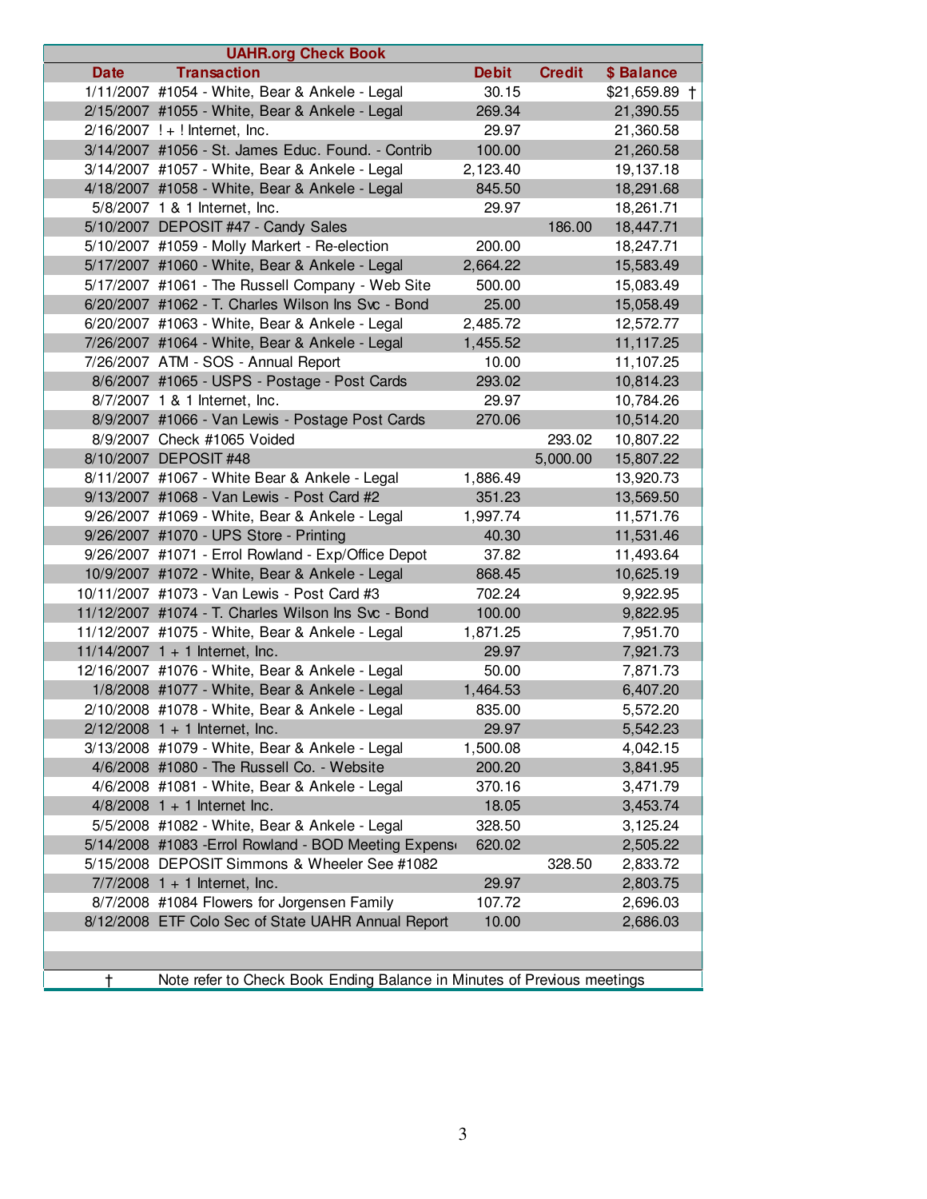| UAHR.org Check Book | | | | |
|---|---|---|---|---|
| **Date** | **Transaction** | **Debit** | **Credit** | **$ Balance** |
| 1/11/2007 | #1054 - White, Bear & Ankele - Legal | 30.15 | | $21,659.89 † |
| 2/15/2007 | #1055 - White, Bear & Ankele - Legal | 269.34 | | 21,390.55 |
| 2/16/2007 | ! + ! Internet, Inc. | 29.97 | | 21,360.58 |
| 3/14/2007 | #1056 - St. James Educ. Found. - Contrib | 100.00 | | 21,260.58 |
| 3/14/2007 | #1057 - White, Bear & Ankele - Legal | 2,123.40 | | 19,137.18 |
| 4/18/2007 | #1058 - White, Bear & Ankele - Legal | 845.50 | | 18,291.68 |
| 5/8/2007 | 1 & 1 Internet, Inc. | 29.97 | | 18,261.71 |
| 5/10/2007 | DEPOSIT #47 - Candy Sales | | 186.00 | 18,447.71 |
| 5/10/2007 | #1059 - Molly Markert - Re-election | 200.00 | | 18,247.71 |
| 5/17/2007 | #1060 - White, Bear & Ankele - Legal | 2,664.22 | | 15,583.49 |
| 5/17/2007 | #1061 - The Russell Company - Web Site | 500.00 | | 15,083.49 |
| 6/20/2007 | #1062 - T. Charles Wilson Ins Svc - Bond | 25.00 | | 15,058.49 |
| 6/20/2007 | #1063 - White, Bear & Ankele - Legal | 2,485.72 | | 12,572.77 |
| 7/26/2007 | #1064 - White, Bear & Ankele - Legal | 1,455.52 | | 11,117.25 |
| 7/26/2007 | ATM - SOS - Annual Report | 10.00 | | 11,107.25 |
| 8/6/2007 | #1065 - USPS - Postage - Post Cards | 293.02 | | 10,814.23 |
| 8/7/2007 | 1 & 1 Internet, Inc. | 29.97 | | 10,784.26 |
| 8/9/2007 | #1066 - Van Lewis - Postage Post Cards | 270.06 | | 10,514.20 |
| 8/9/2007 | Check #1065 Voided | | 293.02 | 10,807.22 |
| 8/10/2007 | DEPOSIT #48 | | 5,000.00 | 15,807.22 |
| 8/11/2007 | #1067 - White Bear & Ankele - Legal | 1,886.49 | | 13,920.73 |
| 9/13/2007 | #1068 - Van Lewis - Post Card #2 | 351.23 | | 13,569.50 |
| 9/26/2007 | #1069 - White, Bear & Ankele - Legal | 1,997.74 | | 11,571.76 |
| 9/26/2007 | #1070 - UPS Store - Printing | 40.30 | | 11,531.46 |
| 9/26/2007 | #1071 - Errol Rowland - Exp/Office Depot | 37.82 | | 11,493.64 |
| 10/9/2007 | #1072 - White, Bear & Ankele - Legal | 868.45 | | 10,625.19 |
| 10/11/2007 | #1073 - Van Lewis - Post Card #3 | 702.24 | | 9,922.95 |
| 11/12/2007 | #1074 - T. Charles Wilson Ins Svc - Bond | 100.00 | | 9,822.95 |
| 11/12/2007 | #1075 - White, Bear & Ankele - Legal | 1,871.25 | | 7,951.70 |
| 11/14/2007 | 1 + 1 Internet, Inc. | 29.97 | | 7,921.73 |
| 12/16/2007 | #1076 - White, Bear & Ankele - Legal | 50.00 | | 7,871.73 |
| 1/8/2008 | #1077 - White, Bear & Ankele - Legal | 1,464.53 | | 6,407.20 |
| 2/10/2008 | #1078 - White, Bear & Ankele - Legal | 835.00 | | 5,572.20 |
| 2/12/2008 | 1 + 1 Internet, Inc. | 29.97 | | 5,542.23 |
| 3/13/2008 | #1079 - White, Bear & Ankele - Legal | 1,500.08 | | 4,042.15 |
| 4/6/2008 | #1080 - The Russell Co. - Website | 200.20 | | 3,841.95 |
| 4/6/2008 | #1081 - White, Bear & Ankele - Legal | 370.16 | | 3,471.79 |
| 4/8/2008 | 1 + 1 Internet Inc. | 18.05 | | 3,453.74 |
| 5/5/2008 | #1082 - White, Bear & Ankele - Legal | 328.50 | | 3,125.24 |
| 5/14/2008 | #1083 -Errol Rowland - BOD Meeting Expens | 620.02 | | 2,505.22 |
| 5/15/2008 | DEPOSIT Simmons & Wheeler See #1082 | | 328.50 | 2,833.72 |
| 7/7/2008 | 1 + 1 Internet, Inc. | 29.97 | | 2,803.75 |
| 8/7/2008 | #1084 Flowers for Jorgensen Family | 107.72 | | 2,696.03 |
| 8/12/2008 | ETF Colo Sec of State UAHR Annual Report | 10.00 | | 2,686.03 |

† Note refer to Check Book Ending Balance in Minutes of Previous meetings